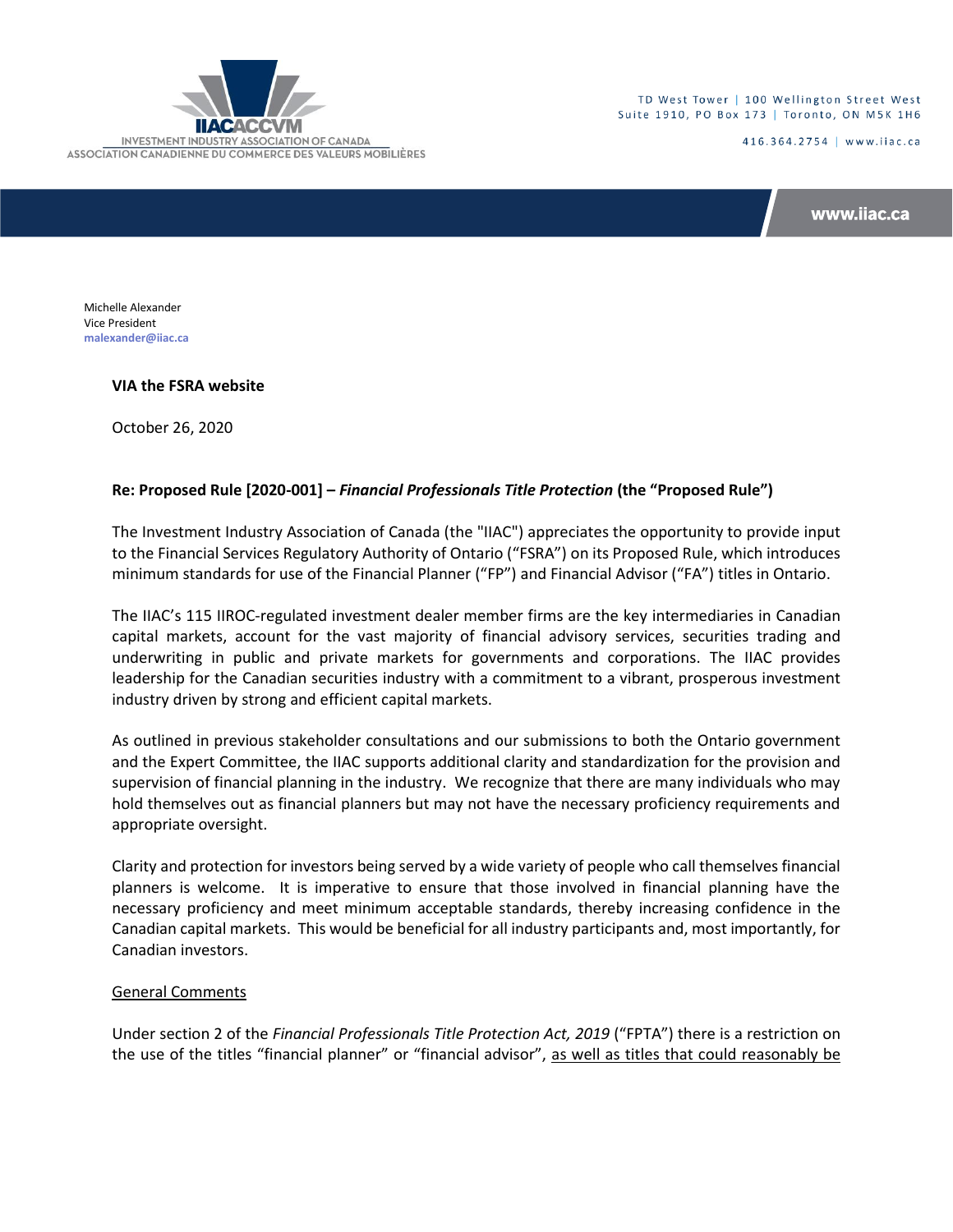INVESTMENT INDUSTRY ASSOCIATION OF CANADA
ASSOCIATION CANADIENNE DU COMMERCE DES VALEURS MOBILIÈRES

TD West Tower | 100 Wellington Street West
Suite 1910, PO Box 173 | Toronto, ON M5K 1H6

416.364.2754 | www.iiac.ca

www.iiac.ca

Michelle Alexander
Vice President
malexander@iiac.ca

**VIA the FSRA website**

October 26, 2020

**Re: Proposed Rule [2020-001] – *Financial Professionals Title Protection* (the "Proposed Rule")**

The Investment Industry Association of Canada (the "IIAC") appreciates the opportunity to provide input to the Financial Services Regulatory Authority of Ontario ("FSRA") on its Proposed Rule, which introduces minimum standards for use of the Financial Planner ("FP") and Financial Advisor ("FA") titles in Ontario.

The IIAC's 115 IIROC-regulated investment dealer member firms are the key intermediaries in Canadian capital markets, account for the vast majority of financial advisory services, securities trading and underwriting in public and private markets for governments and corporations. The IIAC provides leadership for the Canadian securities industry with a commitment to a vibrant, prosperous investment industry driven by strong and efficient capital markets.

As outlined in previous stakeholder consultations and our submissions to both the Ontario government and the Expert Committee, the IIAC supports additional clarity and standardization for the provision and supervision of financial planning in the industry. We recognize that there are many individuals who may hold themselves out as financial planners but may not have the necessary proficiency requirements and appropriate oversight.

Clarity and protection for investors being served by a wide variety of people who call themselves financial planners is welcome. It is imperative to ensure that those involved in financial planning have the necessary proficiency and meet minimum acceptable standards, thereby increasing confidence in the Canadian capital markets. This would be beneficial for all industry participants and, most importantly, for Canadian investors.

General Comments

Under section 2 of the *Financial Professionals Title Protection Act, 2019* ("FPTA") there is a restriction on the use of the titles "financial planner" or "financial advisor", as well as titles that could reasonably be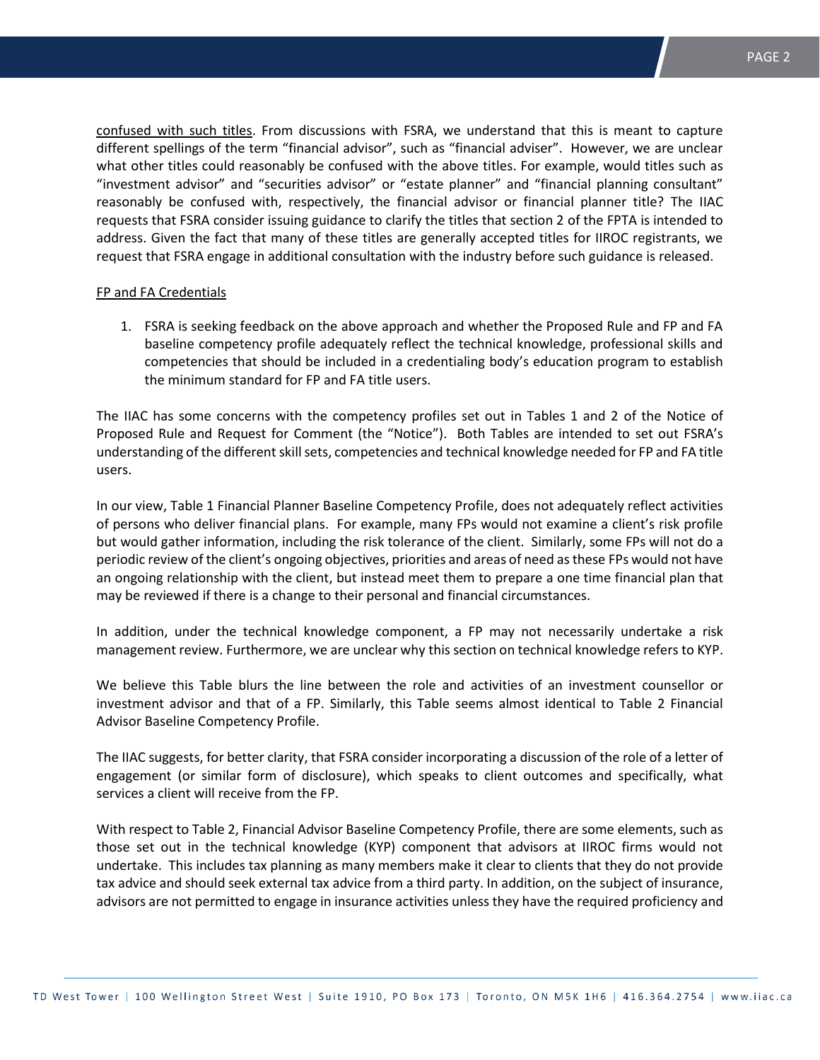confused with such titles. From discussions with FSRA, we understand that this is meant to capture different spellings of the term "financial advisor", such as "financial adviser". However, we are unclear what other titles could reasonably be confused with the above titles. For example, would titles such as "investment advisor" and "securities advisor" or "estate planner" and "financial planning consultant" reasonably be confused with, respectively, the financial advisor or financial planner title? The IIAC requests that FSRA consider issuing guidance to clarify the titles that section 2 of the FPTA is intended to address. Given the fact that many of these titles are generally accepted titles for IIROC registrants, we request that FSRA engage in additional consultation with the industry before such guidance is released.

FP and FA Credentials

1. FSRA is seeking feedback on the above approach and whether the Proposed Rule and FP and FA baseline competency profile adequately reflect the technical knowledge, professional skills and competencies that should be included in a credentialing body's education program to establish the minimum standard for FP and FA title users.

The IIAC has some concerns with the competency profiles set out in Tables 1 and 2 of the Notice of Proposed Rule and Request for Comment (the "Notice"). Both Tables are intended to set out FSRA's understanding of the different skill sets, competencies and technical knowledge needed for FP and FA title users.

In our view, Table 1 Financial Planner Baseline Competency Profile, does not adequately reflect activities of persons who deliver financial plans. For example, many FPs would not examine a client's risk profile but would gather information, including the risk tolerance of the client. Similarly, some FPs will not do a periodic review of the client's ongoing objectives, priorities and areas of need as these FPs would not have an ongoing relationship with the client, but instead meet them to prepare a one time financial plan that may be reviewed if there is a change to their personal and financial circumstances.

In addition, under the technical knowledge component, a FP may not necessarily undertake a risk management review. Furthermore, we are unclear why this section on technical knowledge refers to KYP.

We believe this Table blurs the line between the role and activities of an investment counsellor or investment advisor and that of a FP. Similarly, this Table seems almost identical to Table 2 Financial Advisor Baseline Competency Profile.

The IIAC suggests, for better clarity, that FSRA consider incorporating a discussion of the role of a letter of engagement (or similar form of disclosure), which speaks to client outcomes and specifically, what services a client will receive from the FP.

With respect to Table 2, Financial Advisor Baseline Competency Profile, there are some elements, such as those set out in the technical knowledge (KYP) component that advisors at IIROC firms would not undertake. This includes tax planning as many members make it clear to clients that they do not provide tax advice and should seek external tax advice from a third party. In addition, on the subject of insurance, advisors are not permitted to engage in insurance activities unless they have the required proficiency and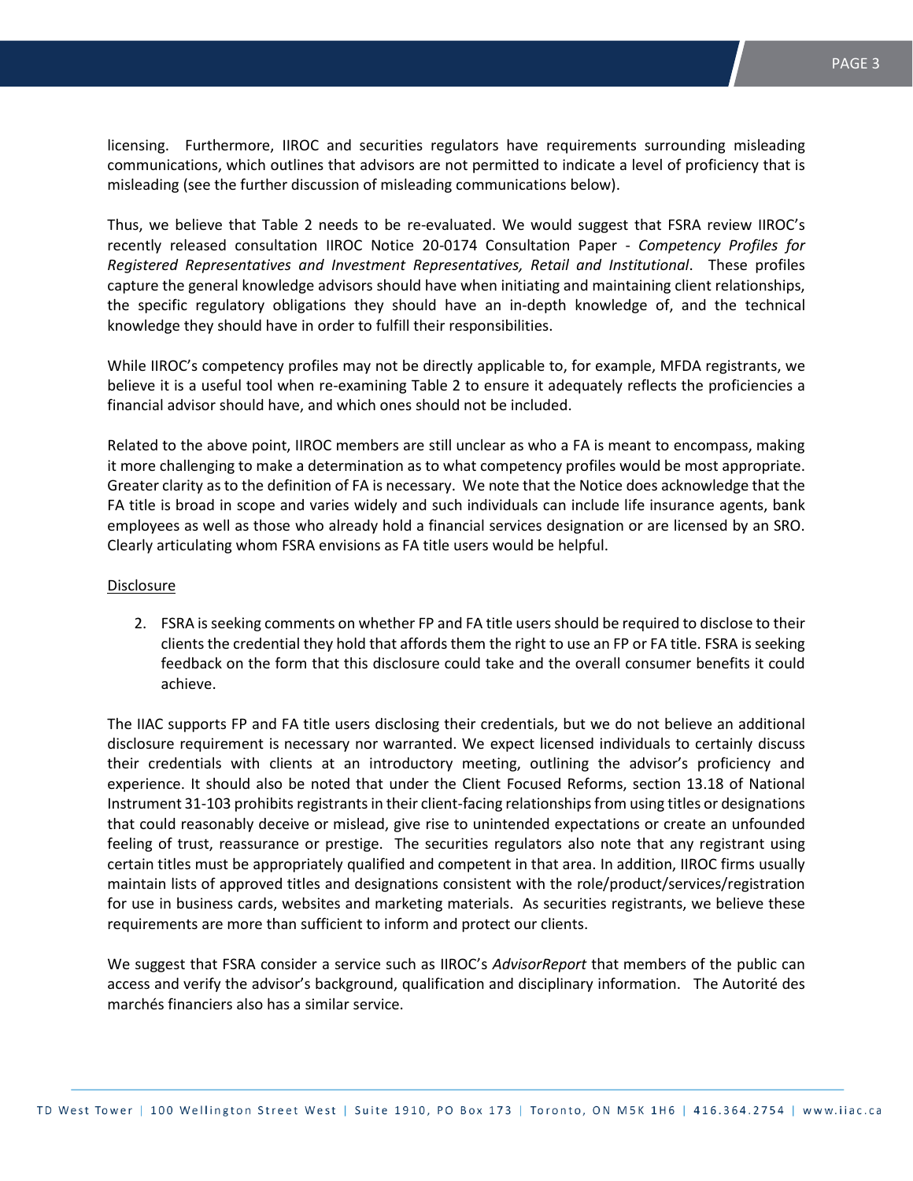licensing. Furthermore, IIROC and securities regulators have requirements surrounding misleading communications, which outlines that advisors are not permitted to indicate a level of proficiency that is misleading (see the further discussion of misleading communications below).

Thus, we believe that Table 2 needs to be re-evaluated. We would suggest that FSRA review IIROC's recently released consultation IIROC Notice 20-0174 Consultation Paper - *Competency Profiles for Registered Representatives and Investment Representatives, Retail and Institutional*. These profiles capture the general knowledge advisors should have when initiating and maintaining client relationships, the specific regulatory obligations they should have an in-depth knowledge of, and the technical knowledge they should have in order to fulfill their responsibilities.

While IIROC's competency profiles may not be directly applicable to, for example, MFDA registrants, we believe it is a useful tool when re-examining Table 2 to ensure it adequately reflects the proficiencies a financial advisor should have, and which ones should not be included.

Related to the above point, IIROC members are still unclear as who a FA is meant to encompass, making it more challenging to make a determination as to what competency profiles would be most appropriate. Greater clarity as to the definition of FA is necessary. We note that the Notice does acknowledge that the FA title is broad in scope and varies widely and such individuals can include life insurance agents, bank employees as well as those who already hold a financial services designation or are licensed by an SRO. Clearly articulating whom FSRA envisions as FA title users would be helpful.

<u>Disclosure</u>

2. FSRA is seeking comments on whether FP and FA title users should be required to disclose to their clients the credential they hold that affords them the right to use an FP or FA title. FSRA is seeking feedback on the form that this disclosure could take and the overall consumer benefits it could achieve.

The IIAC supports FP and FA title users disclosing their credentials, but we do not believe an additional disclosure requirement is necessary nor warranted. We expect licensed individuals to certainly discuss their credentials with clients at an introductory meeting, outlining the advisor's proficiency and experience. It should also be noted that under the Client Focused Reforms, section 13.18 of National Instrument 31-103 prohibits registrants in their client-facing relationships from using titles or designations that could reasonably deceive or mislead, give rise to unintended expectations or create an unfounded feeling of trust, reassurance or prestige. The securities regulators also note that any registrant using certain titles must be appropriately qualified and competent in that area. In addition, IIROC firms usually maintain lists of approved titles and designations consistent with the role/product/services/registration for use in business cards, websites and marketing materials. As securities registrants, we believe these requirements are more than sufficient to inform and protect our clients.

We suggest that FSRA consider a service such as IIROC's *AdvisorReport* that members of the public can access and verify the advisor's background, qualification and disciplinary information. The Autorité des marchés financiers also has a similar service.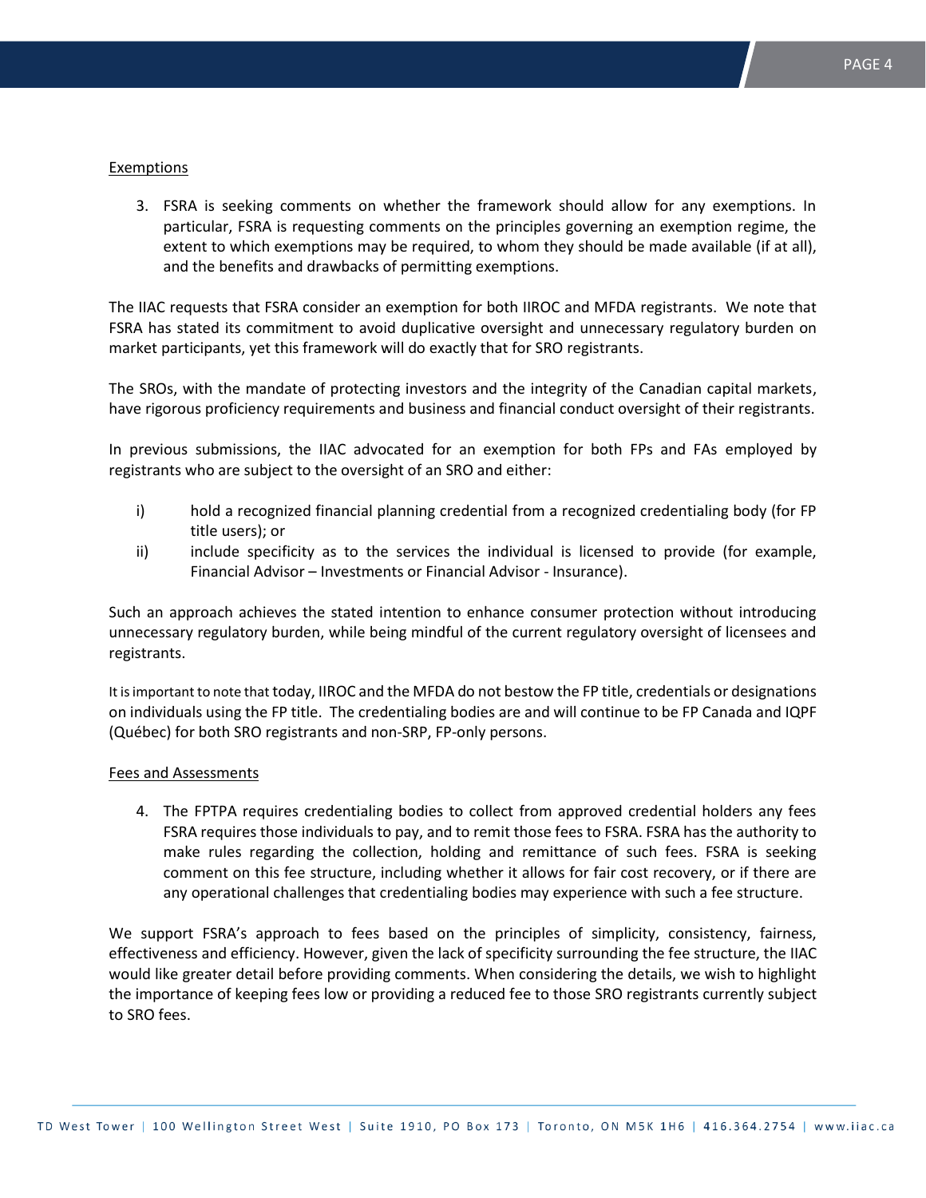Exemptions

3. FSRA is seeking comments on whether the framework should allow for any exemptions. In particular, FSRA is requesting comments on the principles governing an exemption regime, the extent to which exemptions may be required, to whom they should be made available (if at all), and the benefits and drawbacks of permitting exemptions.

The IIAC requests that FSRA consider an exemption for both IIROC and MFDA registrants. We note that FSRA has stated its commitment to avoid duplicative oversight and unnecessary regulatory burden on market participants, yet this framework will do exactly that for SRO registrants.

The SROs, with the mandate of protecting investors and the integrity of the Canadian capital markets, have rigorous proficiency requirements and business and financial conduct oversight of their registrants.

In previous submissions, the IIAC advocated for an exemption for both FPs and FAs employed by registrants who are subject to the oversight of an SRO and either:

i) hold a recognized financial planning credential from a recognized credentialing body (for FP title users); or
ii) include specificity as to the services the individual is licensed to provide (for example, Financial Advisor – Investments or Financial Advisor - Insurance).

Such an approach achieves the stated intention to enhance consumer protection without introducing unnecessary regulatory burden, while being mindful of the current regulatory oversight of licensees and registrants.

It is important to note that today, IIROC and the MFDA do not bestow the FP title, credentials or designations on individuals using the FP title. The credentialing bodies are and will continue to be FP Canada and IQPF (Québec) for both SRO registrants and non-SRP, FP-only persons.

Fees and Assessments

4. The FPTPA requires credentialing bodies to collect from approved credential holders any fees FSRA requires those individuals to pay, and to remit those fees to FSRA. FSRA has the authority to make rules regarding the collection, holding and remittance of such fees. FSRA is seeking comment on this fee structure, including whether it allows for fair cost recovery, or if there are any operational challenges that credentialing bodies may experience with such a fee structure.

We support FSRA's approach to fees based on the principles of simplicity, consistency, fairness, effectiveness and efficiency. However, given the lack of specificity surrounding the fee structure, the IIAC would like greater detail before providing comments. When considering the details, we wish to highlight the importance of keeping fees low or providing a reduced fee to those SRO registrants currently subject to SRO fees.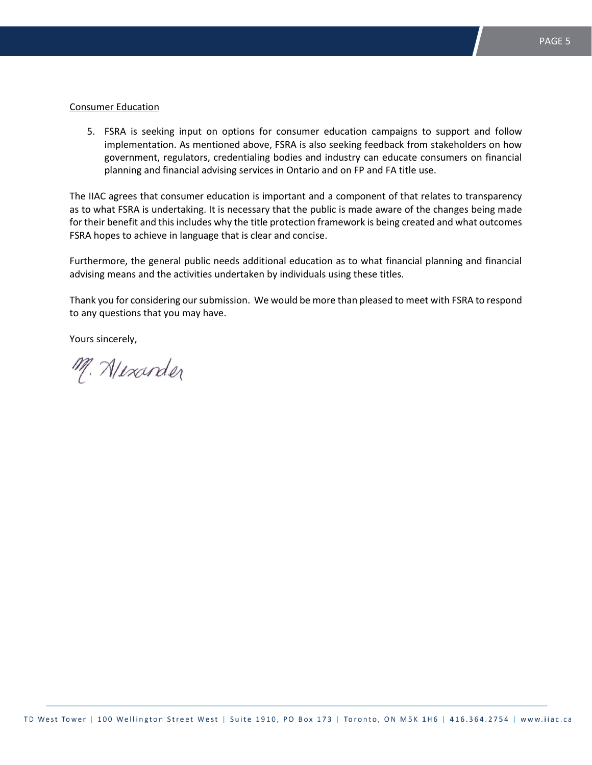Consumer Education

5. FSRA is seeking input on options for consumer education campaigns to support and follow implementation. As mentioned above, FSRA is also seeking feedback from stakeholders on how government, regulators, credentialing bodies and industry can educate consumers on financial planning and financial advising services in Ontario and on FP and FA title use.

The IIAC agrees that consumer education is important and a component of that relates to transparency as to what FSRA is undertaking. It is necessary that the public is made aware of the changes being made for their benefit and this includes why the title protection framework is being created and what outcomes FSRA hopes to achieve in language that is clear and concise.

Furthermore, the general public needs additional education as to what financial planning and financial advising means and the activities undertaken by individuals using these titles.

Thank you for considering our submission. We would be more than pleased to meet with FSRA to respond to any questions that you may have.

Yours sincerely,

M. Alexander